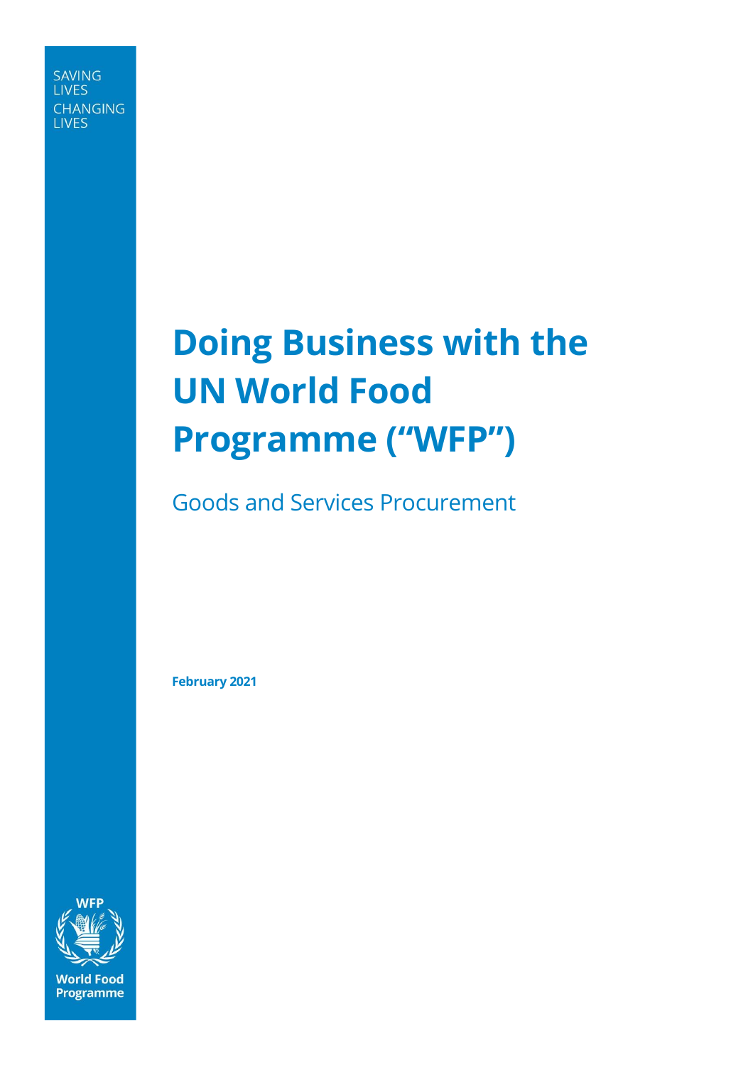SAVING LIVES
CHANGING LIVES

# Doing Business with the UN World Food Programme ("WFP")

Goods and Services Procurement

**February 2021**

WFP
World Food Programme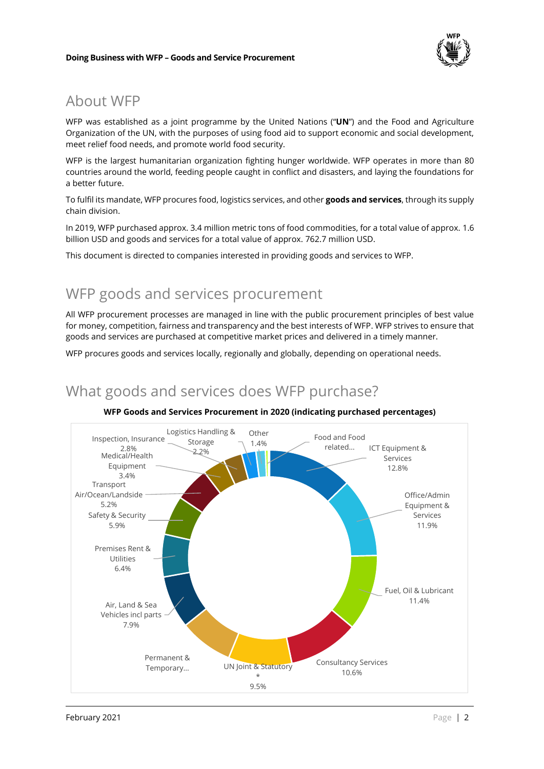## About WFP

WFP was established as a joint programme by the United Nations ("**UN**") and the Food and Agriculture Organization of the UN, with the purposes of using food aid to support economic and social development, meet relief food needs, and promote world food security.

WFP is the largest humanitarian organization fighting hunger worldwide. WFP operates in more than 80 countries around the world, feeding people caught in conflict and disasters, and laying the foundations for a better future.

To fulfil its mandate, WFP procures food, logistics services, and other **goods and services**, through its supply chain division.

In 2019, WFP purchased approx. 3.4 million metric tons of food commodities, for a total value of approx. 1.6 billion USD and goods and services for a total value of approx. 762.7 million USD.

This document is directed to companies interested in providing goods and services to WFP.

## WFP goods and services procurement

All WFP procurement processes are managed in line with the public procurement principles of best value for money, competition, fairness and transparency and the best interests of WFP. WFP strives to ensure that goods and services are purchased at competitive market prices and delivered in a timely manner.

WFP procures goods and services locally, regionally and globally, depending on operational needs.

## What goods and services does WFP purchase?

**WFP Goods and Services Procurement in 2020 (indicating purchased percentages)**

| Category | Percentage |
| --- | --- |
| ICT Equipment & Services | 12.8% |
| Office/Admin Equipment & Services | 11.9% |
| Fuel, Oil & Lubricant | 11.4% |
| Consultancy Services | 10.6% |
| UN Joint & Statutory * | 9.5% |
| Permanent & Temporary... | |
| Air, Land & Sea Vehicles incl parts | 7.9% |
| Premises Rent & Utilities | 6.4% |
| Safety & Security | 5.9% |
| Transport Air/Ocean/Landside | 5.2% |
| Medical/Health Equipment | 3.4% |
| Inspection, Insurance | 2.8% |
| Logistics Handling & Storage | 2.2% |
| Other | 1.4% |
| Food and Food related... | |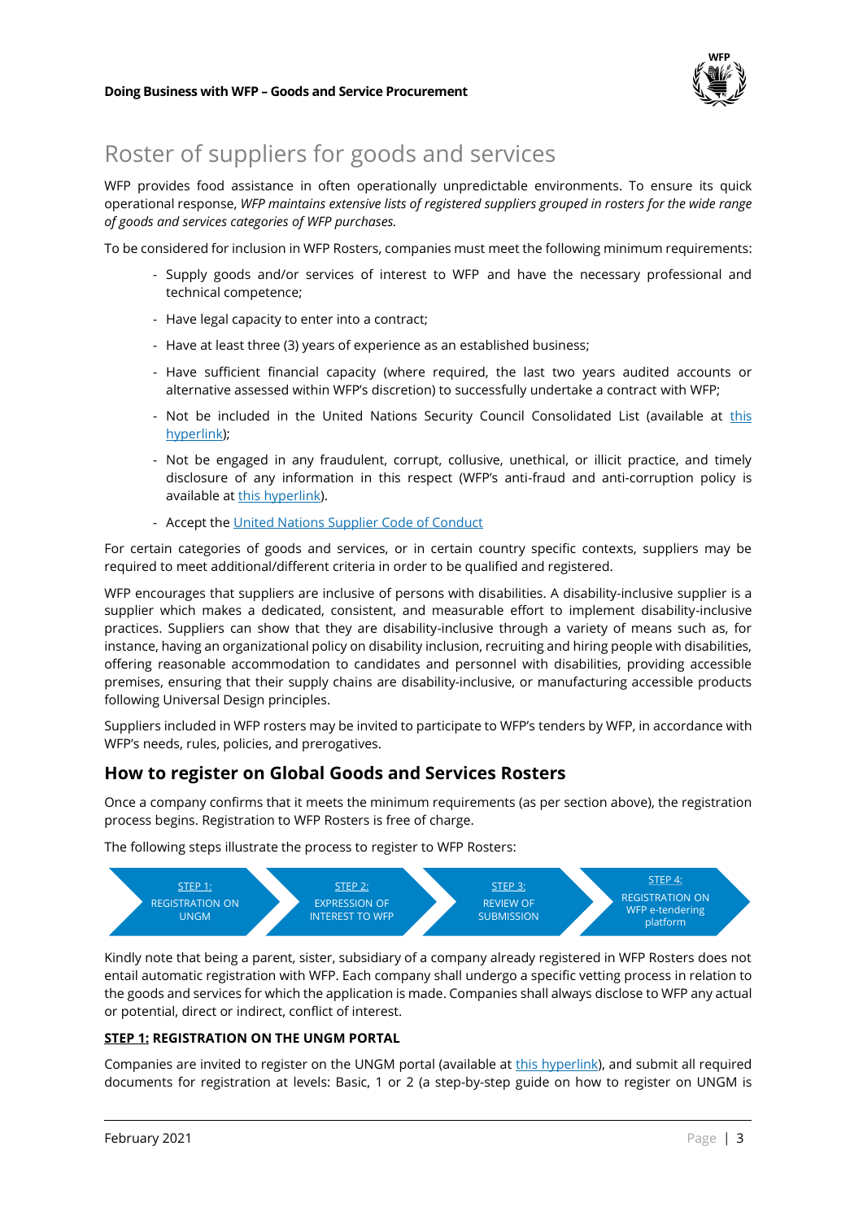# Roster of suppliers for goods and services

WFP provides food assistance in often operationally unpredictable environments. To ensure its quick operational response, *WFP maintains extensive lists of registered suppliers grouped in rosters for the wide range of goods and services categories of WFP purchases.*

To be considered for inclusion in WFP Rosters, companies must meet the following minimum requirements:

- Supply goods and/or services of interest to WFP and have the necessary professional and technical competence;
- Have legal capacity to enter into a contract;
- Have at least three (3) years of experience as an established business;
- Have sufficient financial capacity (where required, the last two years audited accounts or alternative assessed within WFP's discretion) to successfully undertake a contract with WFP;
- Not be included in the United Nations Security Council Consolidated List (available at this hyperlink);
- Not be engaged in any fraudulent, corrupt, collusive, unethical, or illicit practice, and timely disclosure of any information in this respect (WFP's anti-fraud and anti-corruption policy is available at this hyperlink).
- Accept the United Nations Supplier Code of Conduct

For certain categories of goods and services, or in certain country specific contexts, suppliers may be required to meet additional/different criteria in order to be qualified and registered.

WFP encourages that suppliers are inclusive of persons with disabilities. A disability-inclusive supplier is a supplier which makes a dedicated, consistent, and measurable effort to implement disability-inclusive practices. Suppliers can show that they are disability-inclusive through a variety of means such as, for instance, having an organizational policy on disability inclusion, recruiting and hiring people with disabilities, offering reasonable accommodation to candidates and personnel with disabilities, providing accessible premises, ensuring that their supply chains are disability-inclusive, or manufacturing accessible products following Universal Design principles.

Suppliers included in WFP rosters may be invited to participate to WFP's tenders by WFP, in accordance with WFP's needs, rules, policies, and prerogatives.

## How to register on Global Goods and Services Rosters

Once a company confirms that it meets the minimum requirements (as per section above), the registration process begins. Registration to WFP Rosters is free of charge.

The following steps illustrate the process to register to WFP Rosters:

STEP 1: REGISTRATION ON UNGM → STEP 2: EXPRESSION OF INTEREST TO WFP → STEP 3: REVIEW OF SUBMISSION → STEP 4: REGISTRATION ON WFP e-tendering platform

Kindly note that being a parent, sister, subsidiary of a company already registered in WFP Rosters does not entail automatic registration with WFP. Each company shall undergo a specific vetting process in relation to the goods and services for which the application is made. Companies shall always disclose to WFP any actual or potential, direct or indirect, conflict of interest.

**STEP 1: REGISTRATION ON THE UNGM PORTAL**

Companies are invited to register on the UNGM portal (available at this hyperlink), and submit all required documents for registration at levels: Basic, 1 or 2 (a step-by-step guide on how to register on UNGM is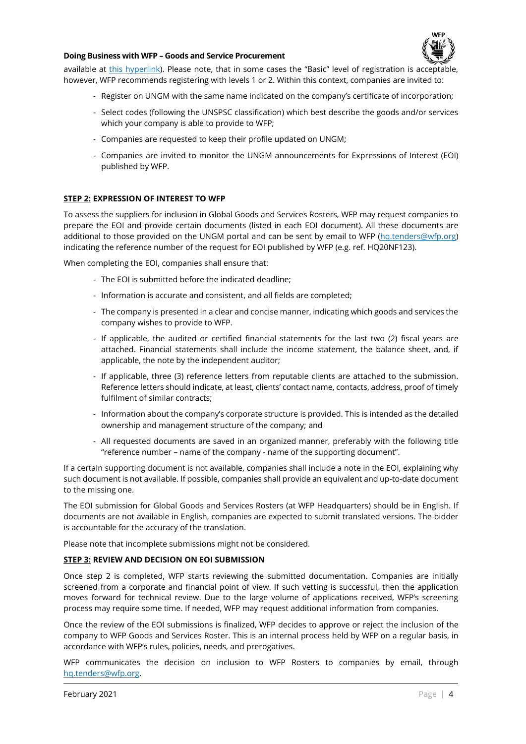available at [this hyperlink](). Please note, that in some cases the "Basic" level of registration is acceptable, however, WFP recommends registering with levels 1 or 2. Within this context, companies are invited to:

- Register on UNGM with the same name indicated on the company's certificate of incorporation;
- Select codes (following the UNSPSC classification) which best describe the goods and/or services which your company is able to provide to WFP;
- Companies are requested to keep their profile updated on UNGM;
- Companies are invited to monitor the UNGM announcements for Expressions of Interest (EOI) published by WFP.

**STEP 2: EXPRESSION OF INTEREST TO WFP**

To assess the suppliers for inclusion in Global Goods and Services Rosters, WFP may request companies to prepare the EOI and provide certain documents (listed in each EOI document). All these documents are additional to those provided on the UNGM portal and can be sent by email to WFP (hq.tenders@wfp.org) indicating the reference number of the request for EOI published by WFP (e.g. ref. HQ20NF123).

When completing the EOI, companies shall ensure that:

- The EOI is submitted before the indicated deadline;
- Information is accurate and consistent, and all fields are completed;
- The company is presented in a clear and concise manner, indicating which goods and services the company wishes to provide to WFP.
- If applicable, the audited or certified financial statements for the last two (2) fiscal years are attached. Financial statements shall include the income statement, the balance sheet, and, if applicable, the note by the independent auditor;
- If applicable, three (3) reference letters from reputable clients are attached to the submission. Reference letters should indicate, at least, clients' contact name, contacts, address, proof of timely fulfilment of similar contracts;
- Information about the company's corporate structure is provided. This is intended as the detailed ownership and management structure of the company; and
- All requested documents are saved in an organized manner, preferably with the following title "reference number – name of the company - name of the supporting document".

If a certain supporting document is not available, companies shall include a note in the EOI, explaining why such document is not available. If possible, companies shall provide an equivalent and up-to-date document to the missing one.

The EOI submission for Global Goods and Services Rosters (at WFP Headquarters) should be in English. If documents are not available in English, companies are expected to submit translated versions. The bidder is accountable for the accuracy of the translation.

Please note that incomplete submissions might not be considered.

**STEP 3: REVIEW AND DECISION ON EOI SUBMISSION**

Once step 2 is completed, WFP starts reviewing the submitted documentation. Companies are initially screened from a corporate and financial point of view. If such vetting is successful, then the application moves forward for technical review. Due to the large volume of applications received, WFP's screening process may require some time. If needed, WFP may request additional information from companies.

Once the review of the EOI submissions is finalized, WFP decides to approve or reject the inclusion of the company to WFP Goods and Services Roster. This is an internal process held by WFP on a regular basis, in accordance with WFP's rules, policies, needs, and prerogatives.

WFP communicates the decision on inclusion to WFP Rosters to companies by email, through hq.tenders@wfp.org.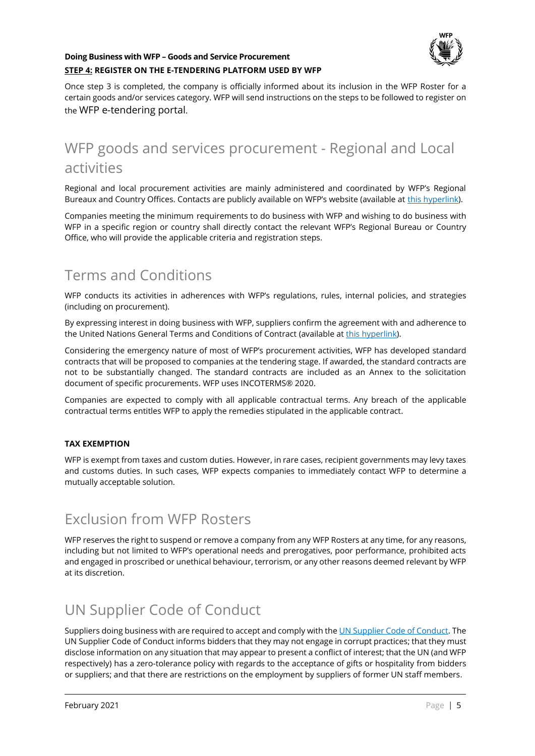**STEP 4: REGISTER ON THE E-TENDERING PLATFORM USED BY WFP**

Once step 3 is completed, the company is officially informed about its inclusion in the WFP Roster for a certain goods and/or services category. WFP will send instructions on the steps to be followed to register on the WFP e-tendering portal.

# WFP goods and services procurement - Regional and Local activities

Regional and local procurement activities are mainly administered and coordinated by WFP's Regional Bureaux and Country Offices. Contacts are publicly available on WFP's website (available at this hyperlink).

Companies meeting the minimum requirements to do business with WFP and wishing to do business with WFP in a specific region or country shall directly contact the relevant WFP's Regional Bureau or Country Office, who will provide the applicable criteria and registration steps.

# Terms and Conditions

WFP conducts its activities in adherences with WFP's regulations, rules, internal policies, and strategies (including on procurement).

By expressing interest in doing business with WFP, suppliers confirm the agreement with and adherence to the United Nations General Terms and Conditions of Contract (available at this hyperlink).

Considering the emergency nature of most of WFP's procurement activities, WFP has developed standard contracts that will be proposed to companies at the tendering stage. If awarded, the standard contracts are not to be substantially changed. The standard contracts are included as an Annex to the solicitation document of specific procurements. WFP uses INCOTERMS® 2020.

Companies are expected to comply with all applicable contractual terms. Any breach of the applicable contractual terms entitles WFP to apply the remedies stipulated in the applicable contract.

**TAX EXEMPTION**

WFP is exempt from taxes and custom duties. However, in rare cases, recipient governments may levy taxes and customs duties. In such cases, WFP expects companies to immediately contact WFP to determine a mutually acceptable solution.

# Exclusion from WFP Rosters

WFP reserves the right to suspend or remove a company from any WFP Rosters at any time, for any reasons, including but not limited to WFP's operational needs and prerogatives, poor performance, prohibited acts and engaged in proscribed or unethical behaviour, terrorism, or any other reasons deemed relevant by WFP at its discretion.

# UN Supplier Code of Conduct

Suppliers doing business with are required to accept and comply with the UN Supplier Code of Conduct. The UN Supplier Code of Conduct informs bidders that they may not engage in corrupt practices; that they must disclose information on any situation that may appear to present a conflict of interest; that the UN (and WFP respectively) has a zero-tolerance policy with regards to the acceptance of gifts or hospitality from bidders or suppliers; and that there are restrictions on the employment by suppliers of former UN staff members.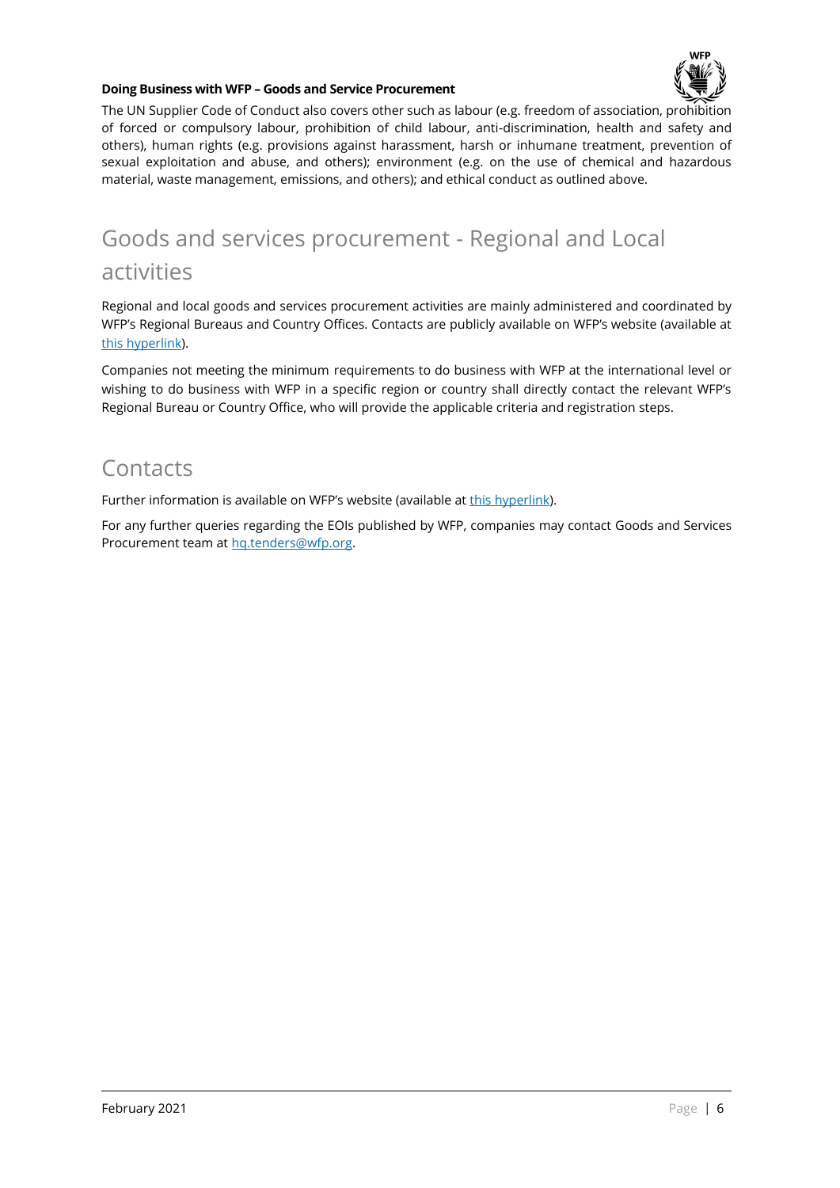The UN Supplier Code of Conduct also covers other such as labour (e.g. freedom of association, prohibition of forced or compulsory labour, prohibition of child labour, anti-discrimination, health and safety and others), human rights (e.g. provisions against harassment, harsh or inhumane treatment, prevention of sexual exploitation and abuse, and others); environment (e.g. on the use of chemical and hazardous material, waste management, emissions, and others); and ethical conduct as outlined above.

# Goods and services procurement - Regional and Local activities

Regional and local goods and services procurement activities are mainly administered and coordinated by WFP's Regional Bureaus and Country Offices. Contacts are publicly available on WFP's website (available at this hyperlink).

Companies not meeting the minimum requirements to do business with WFP at the international level or wishing to do business with WFP in a specific region or country shall directly contact the relevant WFP's Regional Bureau or Country Office, who will provide the applicable criteria and registration steps.

# Contacts

Further information is available on WFP's website (available at this hyperlink).

For any further queries regarding the EOIs published by WFP, companies may contact Goods and Services Procurement team at hq.tenders@wfp.org.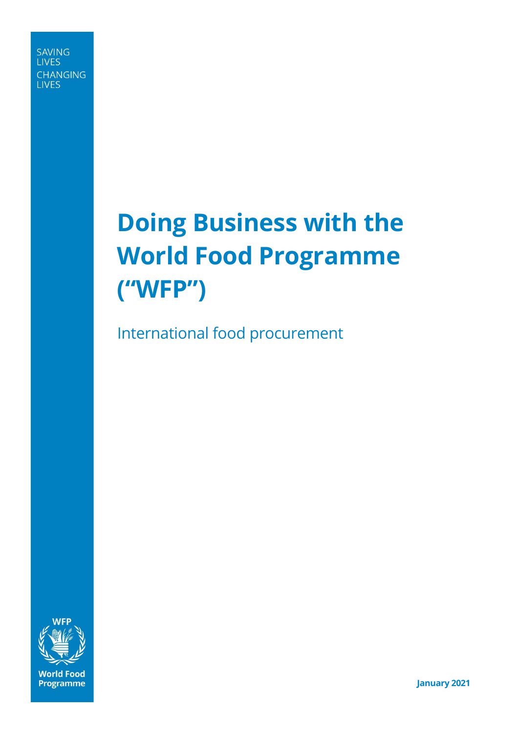SAVING LIVES
CHANGING LIVES

# Doing Business with the World Food Programme ("WFP")

International food procurement

World Food Programme

**January 2021**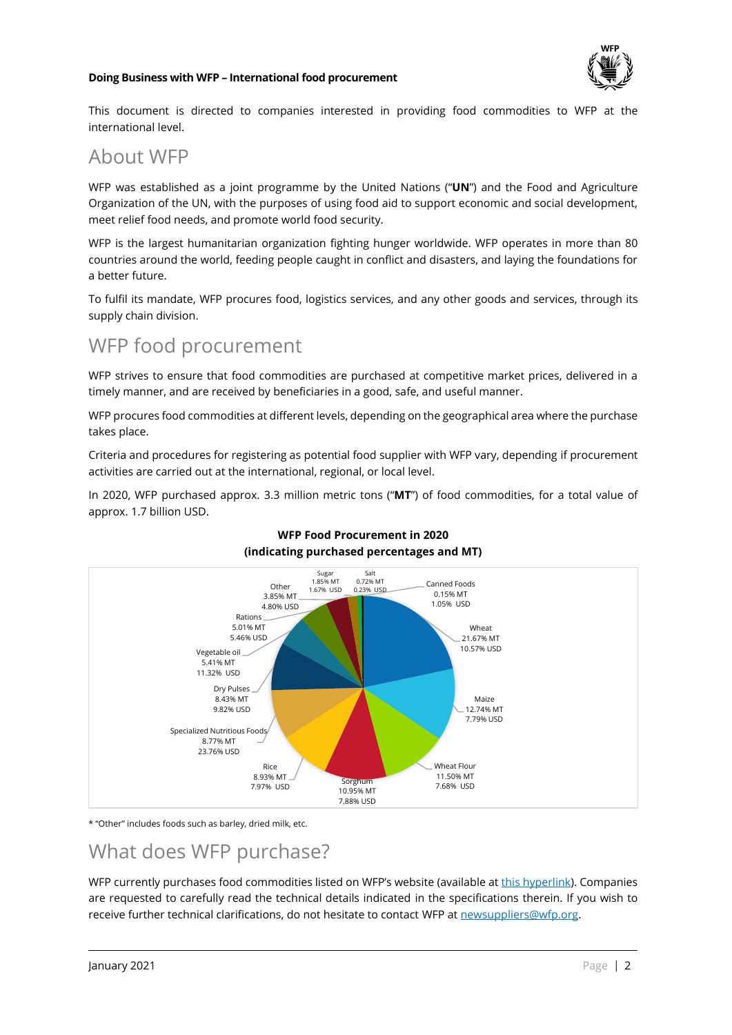This document is directed to companies interested in providing food commodities to WFP at the international level.

## About WFP

WFP was established as a joint programme by the United Nations ("**UN**") and the Food and Agriculture Organization of the UN, with the purposes of using food aid to support economic and social development, meet relief food needs, and promote world food security.

WFP is the largest humanitarian organization fighting hunger worldwide. WFP operates in more than 80 countries around the world, feeding people caught in conflict and disasters, and laying the foundations for a better future.

To fulfil its mandate, WFP procures food, logistics services, and any other goods and services, through its supply chain division.

## WFP food procurement

WFP strives to ensure that food commodities are purchased at competitive market prices, delivered in a timely manner, and are received by beneficiaries in a good, safe, and useful manner.

WFP procures food commodities at different levels, depending on the geographical area where the purchase takes place.

Criteria and procedures for registering as potential food supplier with WFP vary, depending if procurement activities are carried out at the international, regional, or local level.

In 2020, WFP purchased approx. 3.3 million metric tons ("**MT**") of food commodities, for a total value of approx. 1.7 billion USD.

**WFP Food Procurement in 2020**
**(indicating purchased percentages and MT)**

| Commodity | MT | USD |
|---|---|---|
| Wheat | 21.67% | 10.57% |
| Maize | 12.74% | 7.79% |
| Wheat Flour | 11.50% | 7.68% |
| Sorghum | 10.95% | 7.88% |
| Rice | 8.93% | 7.97% |
| Specialized Nutritious Foods | 8.77% | 23.76% |
| Dry Pulses | 8.43% | 9.82% |
| Vegetable oil | 5.41% | 11.32% |
| Rations | 5.01% | 5.46% |
| Other | 3.85% | 4.80% |
| Sugar | 1.85% | 1.67% |
| Salt | 0.72% | 0.23% |
| Canned Foods | 0.15% | 1.05% |

* "Other" includes foods such as barley, dried milk, etc.

## What does WFP purchase?

WFP currently purchases food commodities listed on WFP's website (available at this hyperlink). Companies are requested to carefully read the technical details indicated in the specifications therein. If you wish to receive further technical clarifications, do not hesitate to contact WFP at newsuppliers@wfp.org.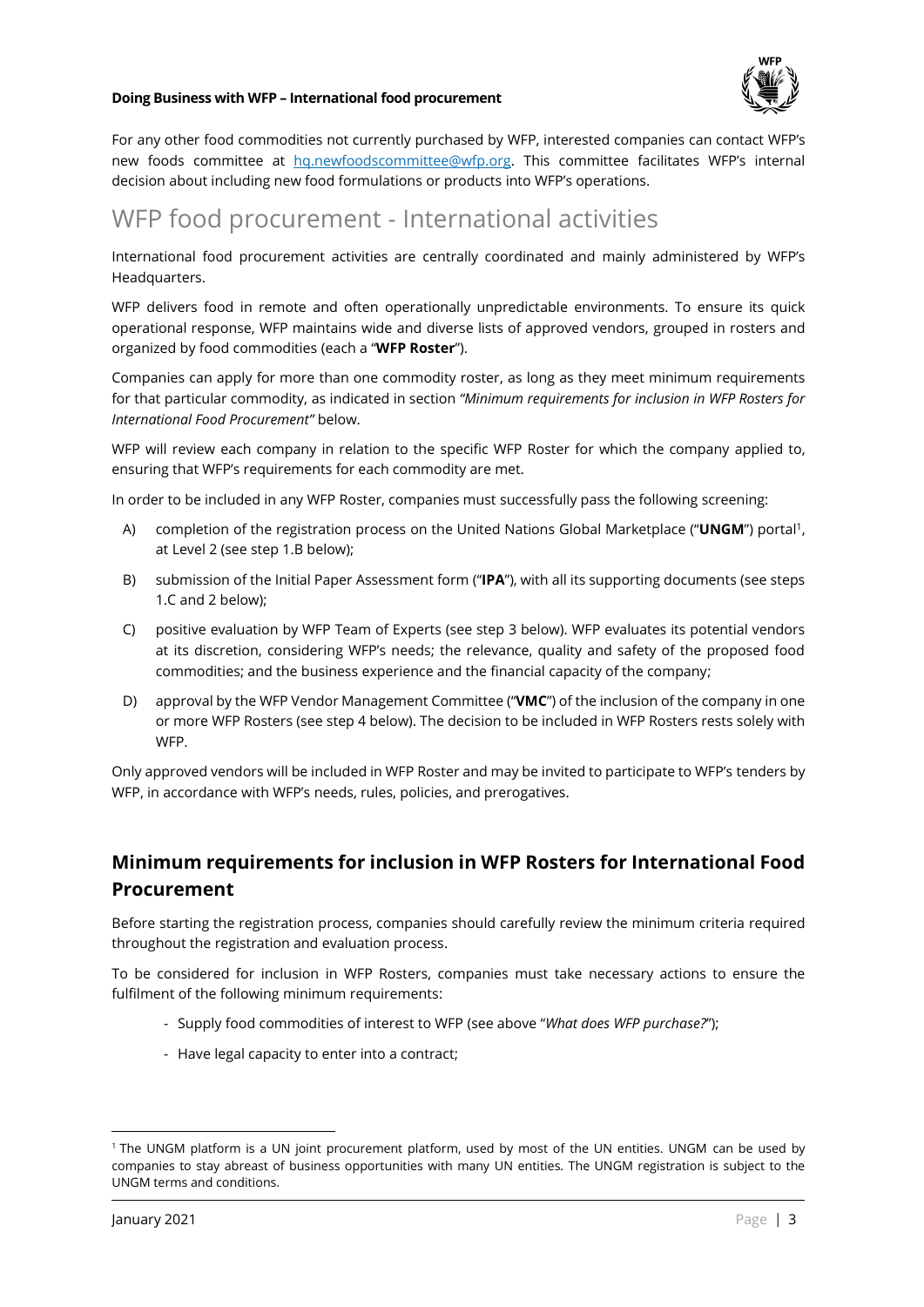For any other food commodities not currently purchased by WFP, interested companies can contact WFP's new foods committee at [hq.newfoodscommittee@wfp.org](mailto:hq.newfoodscommittee@wfp.org). This committee facilitates WFP's internal decision about including new food formulations or products into WFP's operations.

# WFP food procurement - International activities

International food procurement activities are centrally coordinated and mainly administered by WFP's Headquarters.

WFP delivers food in remote and often operationally unpredictable environments. To ensure its quick operational response, WFP maintains wide and diverse lists of approved vendors, grouped in rosters and organized by food commodities (each a "**WFP Roster**").

Companies can apply for more than one commodity roster, as long as they meet minimum requirements for that particular commodity, as indicated in section *"Minimum requirements for inclusion in WFP Rosters for International Food Procurement"* below.

WFP will review each company in relation to the specific WFP Roster for which the company applied to, ensuring that WFP's requirements for each commodity are met.

In order to be included in any WFP Roster, companies must successfully pass the following screening:

A) completion of the registration process on the United Nations Global Marketplace ("**UNGM**") portal[1], at Level 2 (see step 1.B below);

B) submission of the Initial Paper Assessment form ("**IPA**"), with all its supporting documents (see steps 1.C and 2 below);

C) positive evaluation by WFP Team of Experts (see step 3 below). WFP evaluates its potential vendors at its discretion, considering WFP's needs; the relevance, quality and safety of the proposed food commodities; and the business experience and the financial capacity of the company;

D) approval by the WFP Vendor Management Committee ("**VMC**") of the inclusion of the company in one or more WFP Rosters (see step 4 below). The decision to be included in WFP Rosters rests solely with WFP.

Only approved vendors will be included in WFP Roster and may be invited to participate to WFP's tenders by WFP, in accordance with WFP's needs, rules, policies, and prerogatives.

## Minimum requirements for inclusion in WFP Rosters for International Food Procurement

Before starting the registration process, companies should carefully review the minimum criteria required throughout the registration and evaluation process.

To be considered for inclusion in WFP Rosters, companies must take necessary actions to ensure the fulfilment of the following minimum requirements:

- Supply food commodities of interest to WFP (see above "*What does WFP purchase?*");
- Have legal capacity to enter into a contract;

[1] The UNGM platform is a UN joint procurement platform, used by most of the UN entities. UNGM can be used by companies to stay abreast of business opportunities with many UN entities. The UNGM registration is subject to the UNGM terms and conditions.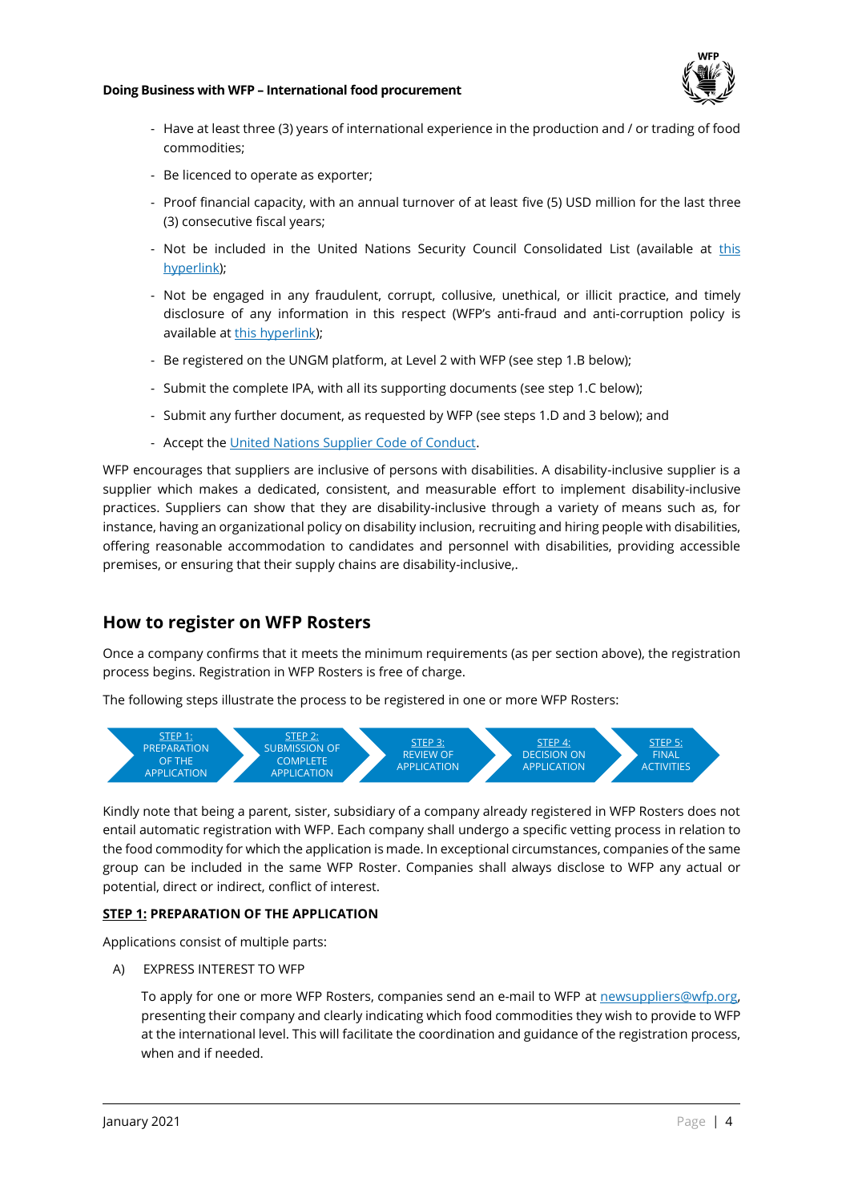- Have at least three (3) years of international experience in the production and / or trading of food commodities;
- Be licenced to operate as exporter;
- Proof financial capacity, with an annual turnover of at least five (5) USD million for the last three (3) consecutive fiscal years;
- Not be included in the United Nations Security Council Consolidated List (available at this hyperlink);
- Not be engaged in any fraudulent, corrupt, collusive, unethical, or illicit practice, and timely disclosure of any information in this respect (WFP's anti-fraud and anti-corruption policy is available at this hyperlink);
- Be registered on the UNGM platform, at Level 2 with WFP (see step 1.B below);
- Submit the complete IPA, with all its supporting documents (see step 1.C below);
- Submit any further document, as requested by WFP (see steps 1.D and 3 below); and
- Accept the United Nations Supplier Code of Conduct.

WFP encourages that suppliers are inclusive of persons with disabilities. A disability-inclusive supplier is a supplier which makes a dedicated, consistent, and measurable effort to implement disability-inclusive practices. Suppliers can show that they are disability-inclusive through a variety of means such as, for instance, having an organizational policy on disability inclusion, recruiting and hiring people with disabilities, offering reasonable accommodation to candidates and personnel with disabilities, providing accessible premises, or ensuring that their supply chains are disability-inclusive,.

## How to register on WFP Rosters

Once a company confirms that it meets the minimum requirements (as per section above), the registration process begins. Registration in WFP Rosters is free of charge.

The following steps illustrate the process to be registered in one or more WFP Rosters:

STEP 1: PREPARATION OF THE APPLICATION → STEP 2: SUBMISSION OF COMPLETE APPLICATION → STEP 3: REVIEW OF APPLICATION → STEP 4: DECISION ON APPLICATION → STEP 5: FINAL ACTIVITIES

Kindly note that being a parent, sister, subsidiary of a company already registered in WFP Rosters does not entail automatic registration with WFP. Each company shall undergo a specific vetting process in relation to the food commodity for which the application is made. In exceptional circumstances, companies of the same group can be included in the same WFP Roster. Companies shall always disclose to WFP any actual or potential, direct or indirect, conflict of interest.

**STEP 1: PREPARATION OF THE APPLICATION**

Applications consist of multiple parts:

A) EXPRESS INTEREST TO WFP

To apply for one or more WFP Rosters, companies send an e-mail to WFP at newsuppliers@wfp.org, presenting their company and clearly indicating which food commodities they wish to provide to WFP at the international level. This will facilitate the coordination and guidance of the registration process, when and if needed.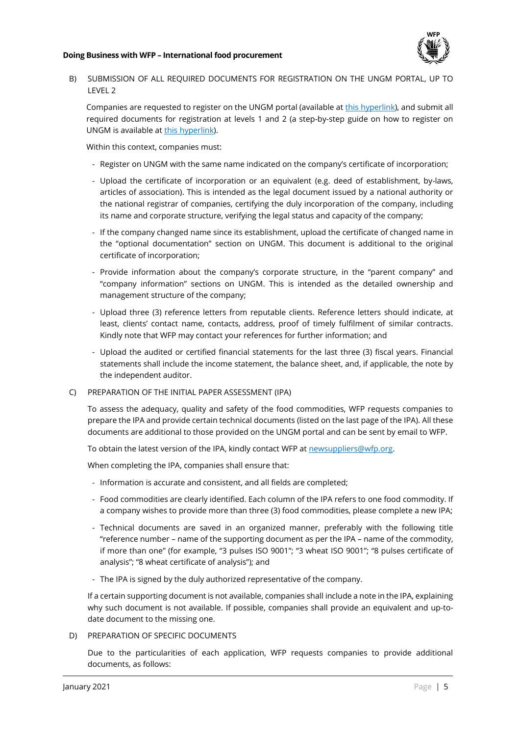B) SUBMISSION OF ALL REQUIRED DOCUMENTS FOR REGISTRATION ON THE UNGM PORTAL, UP TO LEVEL 2

Companies are requested to register on the UNGM portal (available at this hyperlink), and submit all required documents for registration at levels 1 and 2 (a step-by-step guide on how to register on UNGM is available at this hyperlink).

Within this context, companies must:

- Register on UNGM with the same name indicated on the company's certificate of incorporation;
- Upload the certificate of incorporation or an equivalent (e.g. deed of establishment, by-laws, articles of association). This is intended as the legal document issued by a national authority or the national registrar of companies, certifying the duly incorporation of the company, including its name and corporate structure, verifying the legal status and capacity of the company;
- If the company changed name since its establishment, upload the certificate of changed name in the "optional documentation" section on UNGM. This document is additional to the original certificate of incorporation;
- Provide information about the company's corporate structure, in the "parent company" and "company information" sections on UNGM. This is intended as the detailed ownership and management structure of the company;
- Upload three (3) reference letters from reputable clients. Reference letters should indicate, at least, clients' contact name, contacts, address, proof of timely fulfilment of similar contracts. Kindly note that WFP may contact your references for further information; and
- Upload the audited or certified financial statements for the last three (3) fiscal years. Financial statements shall include the income statement, the balance sheet, and, if applicable, the note by the independent auditor.

C) PREPARATION OF THE INITIAL PAPER ASSESSMENT (IPA)

To assess the adequacy, quality and safety of the food commodities, WFP requests companies to prepare the IPA and provide certain technical documents (listed on the last page of the IPA). All these documents are additional to those provided on the UNGM portal and can be sent by email to WFP.

To obtain the latest version of the IPA, kindly contact WFP at newsuppliers@wfp.org.

When completing the IPA, companies shall ensure that:

- Information is accurate and consistent, and all fields are completed;
- Food commodities are clearly identified. Each column of the IPA refers to one food commodity. If a company wishes to provide more than three (3) food commodities, please complete a new IPA;
- Technical documents are saved in an organized manner, preferably with the following title "reference number – name of the supporting document as per the IPA – name of the commodity, if more than one" (for example, "3 pulses ISO 9001"; "3 wheat ISO 9001"; "8 pulses certificate of analysis"; "8 wheat certificate of analysis"); and
- The IPA is signed by the duly authorized representative of the company.

If a certain supporting document is not available, companies shall include a note in the IPA, explaining why such document is not available. If possible, companies shall provide an equivalent and up-to-date document to the missing one.

D) PREPARATION OF SPECIFIC DOCUMENTS

Due to the particularities of each application, WFP requests companies to provide additional documents, as follows: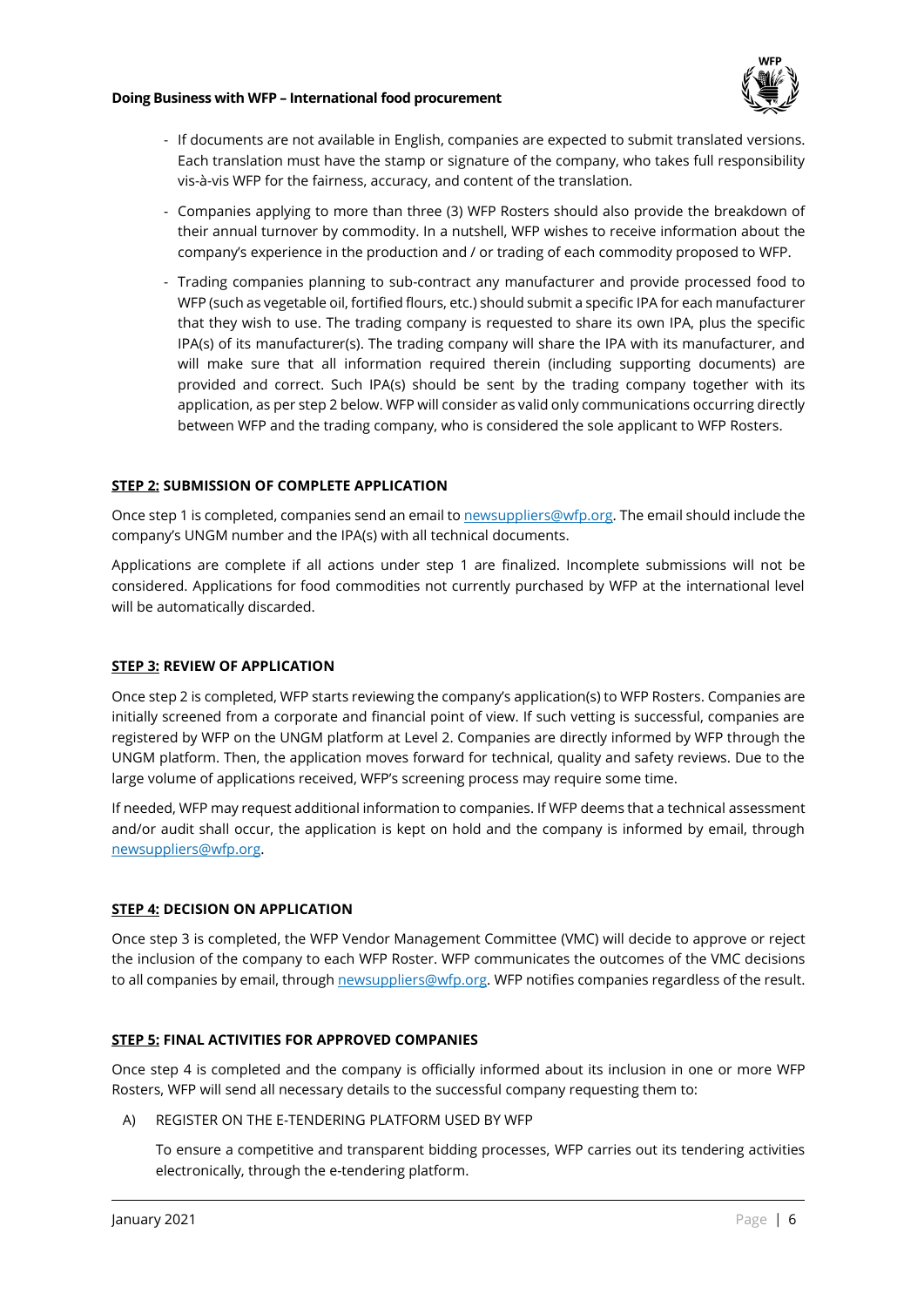- If documents are not available in English, companies are expected to submit translated versions. Each translation must have the stamp or signature of the company, who takes full responsibility vis-à-vis WFP for the fairness, accuracy, and content of the translation.
- Companies applying to more than three (3) WFP Rosters should also provide the breakdown of their annual turnover by commodity. In a nutshell, WFP wishes to receive information about the company's experience in the production and / or trading of each commodity proposed to WFP.
- Trading companies planning to sub-contract any manufacturer and provide processed food to WFP (such as vegetable oil, fortified flours, etc.) should submit a specific IPA for each manufacturer that they wish to use. The trading company is requested to share its own IPA, plus the specific IPA(s) of its manufacturer(s). The trading company will share the IPA with its manufacturer, and will make sure that all information required therein (including supporting documents) are provided and correct. Such IPA(s) should be sent by the trading company together with its application, as per step 2 below. WFP will consider as valid only communications occurring directly between WFP and the trading company, who is considered the sole applicant to WFP Rosters.

**STEP 2: SUBMISSION OF COMPLETE APPLICATION**

Once step 1 is completed, companies send an email to newsuppliers@wfp.org. The email should include the company's UNGM number and the IPA(s) with all technical documents.

Applications are complete if all actions under step 1 are finalized. Incomplete submissions will not be considered. Applications for food commodities not currently purchased by WFP at the international level will be automatically discarded.

**STEP 3: REVIEW OF APPLICATION**

Once step 2 is completed, WFP starts reviewing the company's application(s) to WFP Rosters. Companies are initially screened from a corporate and financial point of view. If such vetting is successful, companies are registered by WFP on the UNGM platform at Level 2. Companies are directly informed by WFP through the UNGM platform. Then, the application moves forward for technical, quality and safety reviews. Due to the large volume of applications received, WFP's screening process may require some time.

If needed, WFP may request additional information to companies. If WFP deems that a technical assessment and/or audit shall occur, the application is kept on hold and the company is informed by email, through newsuppliers@wfp.org.

**STEP 4: DECISION ON APPLICATION**

Once step 3 is completed, the WFP Vendor Management Committee (VMC) will decide to approve or reject the inclusion of the company to each WFP Roster. WFP communicates the outcomes of the VMC decisions to all companies by email, through newsuppliers@wfp.org. WFP notifies companies regardless of the result.

**STEP 5: FINAL ACTIVITIES FOR APPROVED COMPANIES**

Once step 4 is completed and the company is officially informed about its inclusion in one or more WFP Rosters, WFP will send all necessary details to the successful company requesting them to:

A) REGISTER ON THE E-TENDERING PLATFORM USED BY WFP

   To ensure a competitive and transparent bidding processes, WFP carries out its tendering activities electronically, through the e-tendering platform.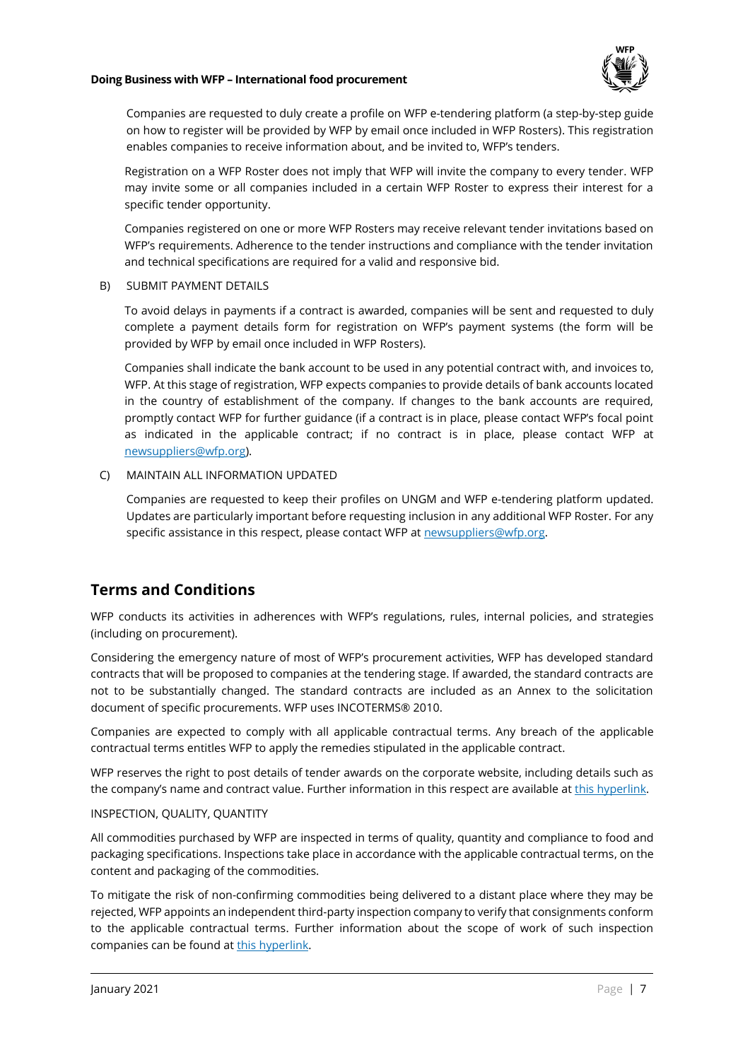Companies are requested to duly create a profile on WFP e-tendering platform (a step-by-step guide on how to register will be provided by WFP by email once included in WFP Rosters). This registration enables companies to receive information about, and be invited to, WFP's tenders.

Registration on a WFP Roster does not imply that WFP will invite the company to every tender. WFP may invite some or all companies included in a certain WFP Roster to express their interest for a specific tender opportunity.

Companies registered on one or more WFP Rosters may receive relevant tender invitations based on WFP's requirements. Adherence to the tender instructions and compliance with the tender invitation and technical specifications are required for a valid and responsive bid.

B) SUBMIT PAYMENT DETAILS

To avoid delays in payments if a contract is awarded, companies will be sent and requested to duly complete a payment details form for registration on WFP's payment systems (the form will be provided by WFP by email once included in WFP Rosters).

Companies shall indicate the bank account to be used in any potential contract with, and invoices to, WFP. At this stage of registration, WFP expects companies to provide details of bank accounts located in the country of establishment of the company. If changes to the bank accounts are required, promptly contact WFP for further guidance (if a contract is in place, please contact WFP's focal point as indicated in the applicable contract; if no contract is in place, please contact WFP at newsuppliers@wfp.org).

C) MAINTAIN ALL INFORMATION UPDATED

Companies are requested to keep their profiles on UNGM and WFP e-tendering platform updated. Updates are particularly important before requesting inclusion in any additional WFP Roster. For any specific assistance in this respect, please contact WFP at newsuppliers@wfp.org.

## Terms and Conditions

WFP conducts its activities in adherences with WFP's regulations, rules, internal policies, and strategies (including on procurement).

Considering the emergency nature of most of WFP's procurement activities, WFP has developed standard contracts that will be proposed to companies at the tendering stage. If awarded, the standard contracts are not to be substantially changed. The standard contracts are included as an Annex to the solicitation document of specific procurements. WFP uses INCOTERMS® 2010.

Companies are expected to comply with all applicable contractual terms. Any breach of the applicable contractual terms entitles WFP to apply the remedies stipulated in the applicable contract.

WFP reserves the right to post details of tender awards on the corporate website, including details such as the company's name and contract value. Further information in this respect are available at this hyperlink.

INSPECTION, QUALITY, QUANTITY

All commodities purchased by WFP are inspected in terms of quality, quantity and compliance to food and packaging specifications. Inspections take place in accordance with the applicable contractual terms, on the content and packaging of the commodities.

To mitigate the risk of non-confirming commodities being delivered to a distant place where they may be rejected, WFP appoints an independent third-party inspection company to verify that consignments conform to the applicable contractual terms. Further information about the scope of work of such inspection companies can be found at this hyperlink.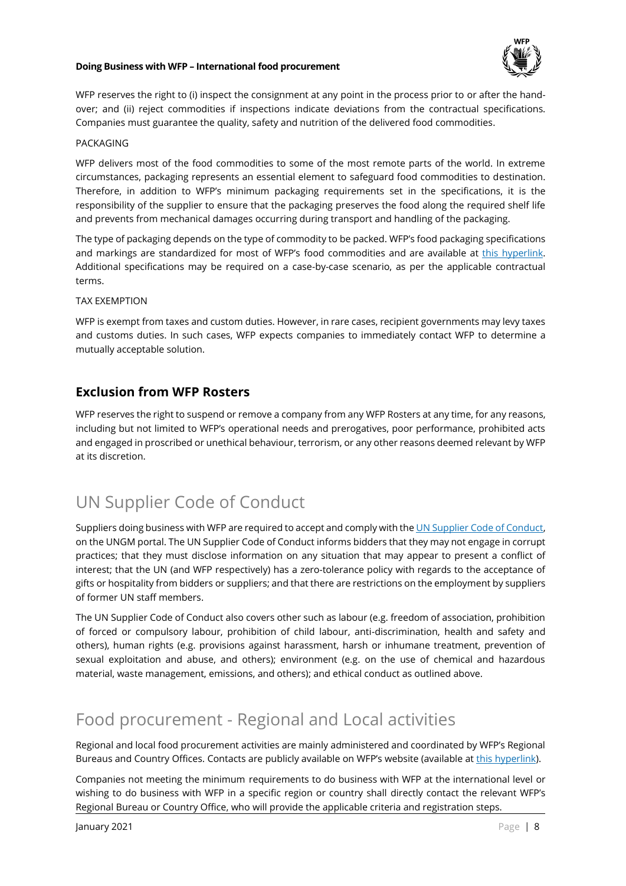WFP reserves the right to (i) inspect the consignment at any point in the process prior to or after the hand-over; and (ii) reject commodities if inspections indicate deviations from the contractual specifications. Companies must guarantee the quality, safety and nutrition of the delivered food commodities.

PACKAGING

WFP delivers most of the food commodities to some of the most remote parts of the world. In extreme circumstances, packaging represents an essential element to safeguard food commodities to destination. Therefore, in addition to WFP's minimum packaging requirements set in the specifications, it is the responsibility of the supplier to ensure that the packaging preserves the food along the required shelf life and prevents from mechanical damages occurring during transport and handling of the packaging.

The type of packaging depends on the type of commodity to be packed. WFP's food packaging specifications and markings are standardized for most of WFP's food commodities and are available at [this hyperlink](). Additional specifications may be required on a case-by-case scenario, as per the applicable contractual terms.

TAX EXEMPTION

WFP is exempt from taxes and custom duties. However, in rare cases, recipient governments may levy taxes and customs duties. In such cases, WFP expects companies to immediately contact WFP to determine a mutually acceptable solution.

## Exclusion from WFP Rosters

WFP reserves the right to suspend or remove a company from any WFP Rosters at any time, for any reasons, including but not limited to WFP's operational needs and prerogatives, poor performance, prohibited acts and engaged in proscribed or unethical behaviour, terrorism, or any other reasons deemed relevant by WFP at its discretion.

# UN Supplier Code of Conduct

Suppliers doing business with WFP are required to accept and comply with the [UN Supplier Code of Conduct](), on the UNGM portal. The UN Supplier Code of Conduct informs bidders that they may not engage in corrupt practices; that they must disclose information on any situation that may appear to present a conflict of interest; that the UN (and WFP respectively) has a zero-tolerance policy with regards to the acceptance of gifts or hospitality from bidders or suppliers; and that there are restrictions on the employment by suppliers of former UN staff members.

The UN Supplier Code of Conduct also covers other such as labour (e.g. freedom of association, prohibition of forced or compulsory labour, prohibition of child labour, anti-discrimination, health and safety and others), human rights (e.g. provisions against harassment, harsh or inhumane treatment, prevention of sexual exploitation and abuse, and others); environment (e.g. on the use of chemical and hazardous material, waste management, emissions, and others); and ethical conduct as outlined above.

# Food procurement - Regional and Local activities

Regional and local food procurement activities are mainly administered and coordinated by WFP's Regional Bureaus and Country Offices. Contacts are publicly available on WFP's website (available at [this hyperlink]()).

Companies not meeting the minimum requirements to do business with WFP at the international level or wishing to do business with WFP in a specific region or country shall directly contact the relevant WFP's Regional Bureau or Country Office, who will provide the applicable criteria and registration steps.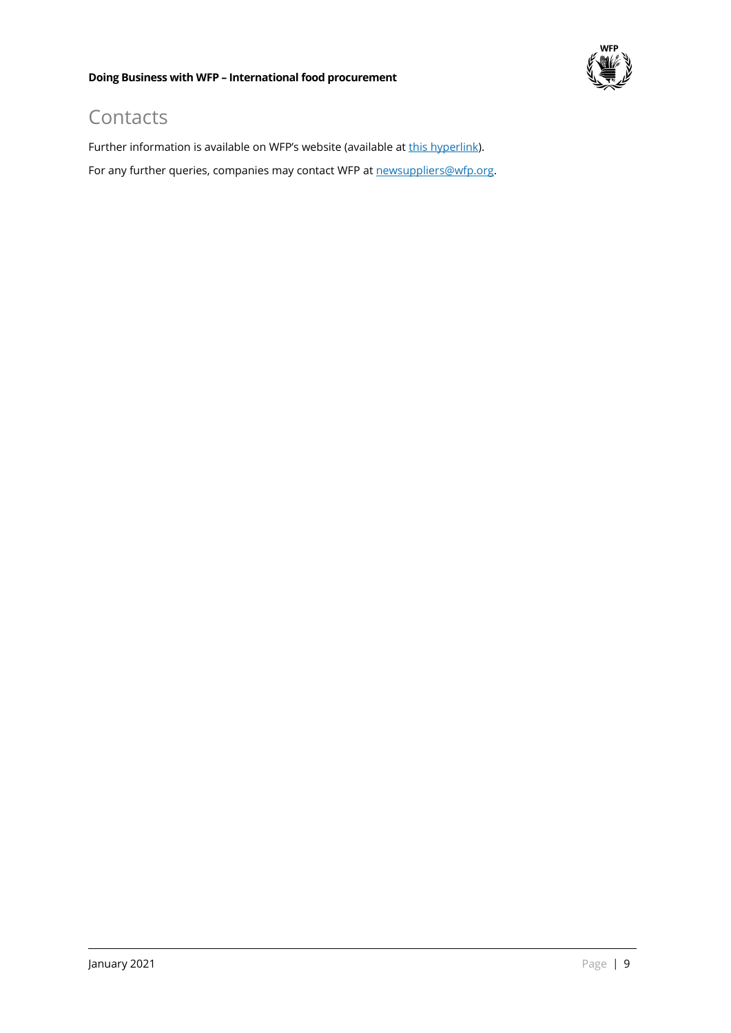# Contacts

Further information is available on WFP's website (available at [this hyperlink]).

For any further queries, companies may contact WFP at newsuppliers@wfp.org.